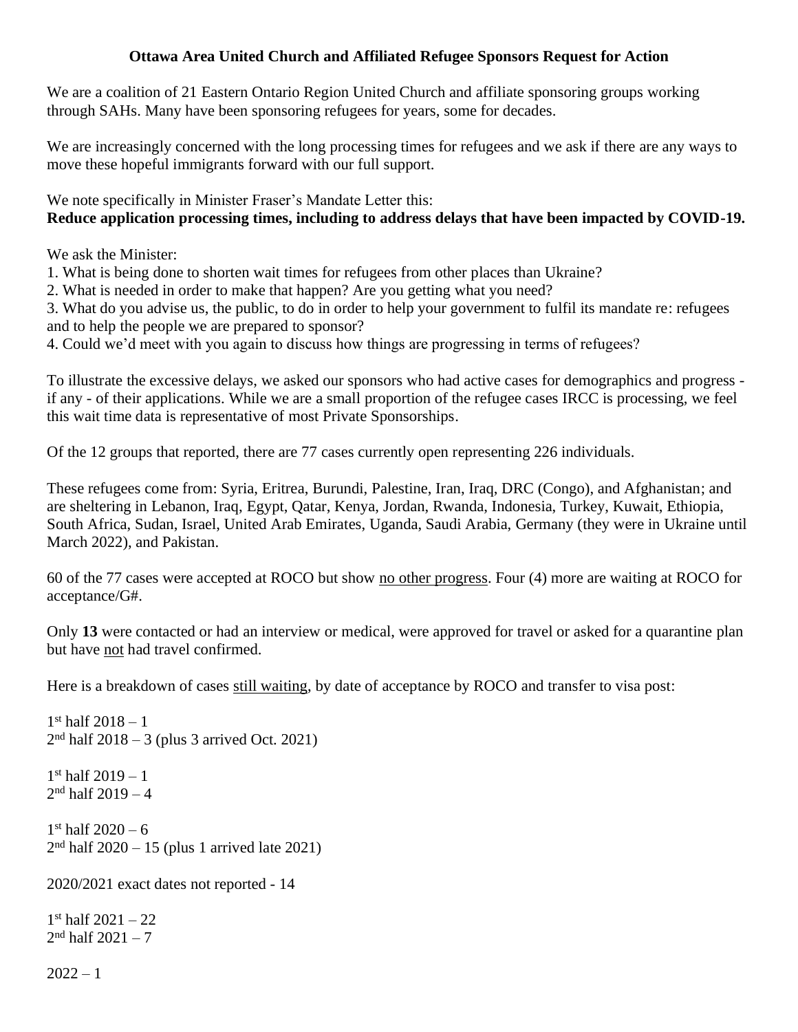# Ottawa Area United Church and Affiliated Refugee Sponsors Request for Action

We are a coalition of 21 Eastern Ontario Region United Church and affiliate sponsoring groups working through SAHs. Many have been sponsoring refugees for years, some for decades.

We are increasingly concerned with the long processing times for refugees and we ask if there are any ways to move these hopeful immigrants forward with our full support.

We note specifically in Minister Fraser's Mandate Letter this:
**Reduce application processing times, including to address delays that have been impacted by COVID-19.**

We ask the Minister:

1. What is being done to shorten wait times for refugees from other places than Ukraine?
2. What is needed in order to make that happen? Are you getting what you need?
3. What do you advise us, the public, to do in order to help your government to fulfil its mandate re: refugees and to help the people we are prepared to sponsor?
4. Could we'd meet with you again to discuss how things are progressing in terms of refugees?

To illustrate the excessive delays, we asked our sponsors who had active cases for demographics and progress - if any - of their applications. While we are a small proportion of the refugee cases IRCC is processing, we feel this wait time data is representative of most Private Sponsorships.

Of the 12 groups that reported, there are 77 cases currently open representing 226 individuals.

These refugees come from: Syria, Eritrea, Burundi, Palestine, Iran, Iraq, DRC (Congo), and Afghanistan; and are sheltering in Lebanon, Iraq, Egypt, Qatar, Kenya, Jordan, Rwanda, Indonesia, Turkey, Kuwait, Ethiopia, South Africa, Sudan, Israel, United Arab Emirates, Uganda, Saudi Arabia, Germany (they were in Ukraine until March 2022), and Pakistan.

60 of the 77 cases were accepted at ROCO but show no other progress. Four (4) more are waiting at ROCO for acceptance/G#.

Only **13** were contacted or had an interview or medical, were approved for travel or asked for a quarantine plan but have not had travel confirmed.

Here is a breakdown of cases still waiting, by date of acceptance by ROCO and transfer to visa post:

1st half 2018 – 1
2nd half 2018 – 3 (plus 3 arrived Oct. 2021)

1st half 2019 – 1
2nd half 2019 – 4

1st half 2020 – 6
2nd half 2020 – 15 (plus 1 arrived late 2021)

2020/2021 exact dates not reported - 14

1st half 2021 – 22
2nd half 2021 – 7

2022 – 1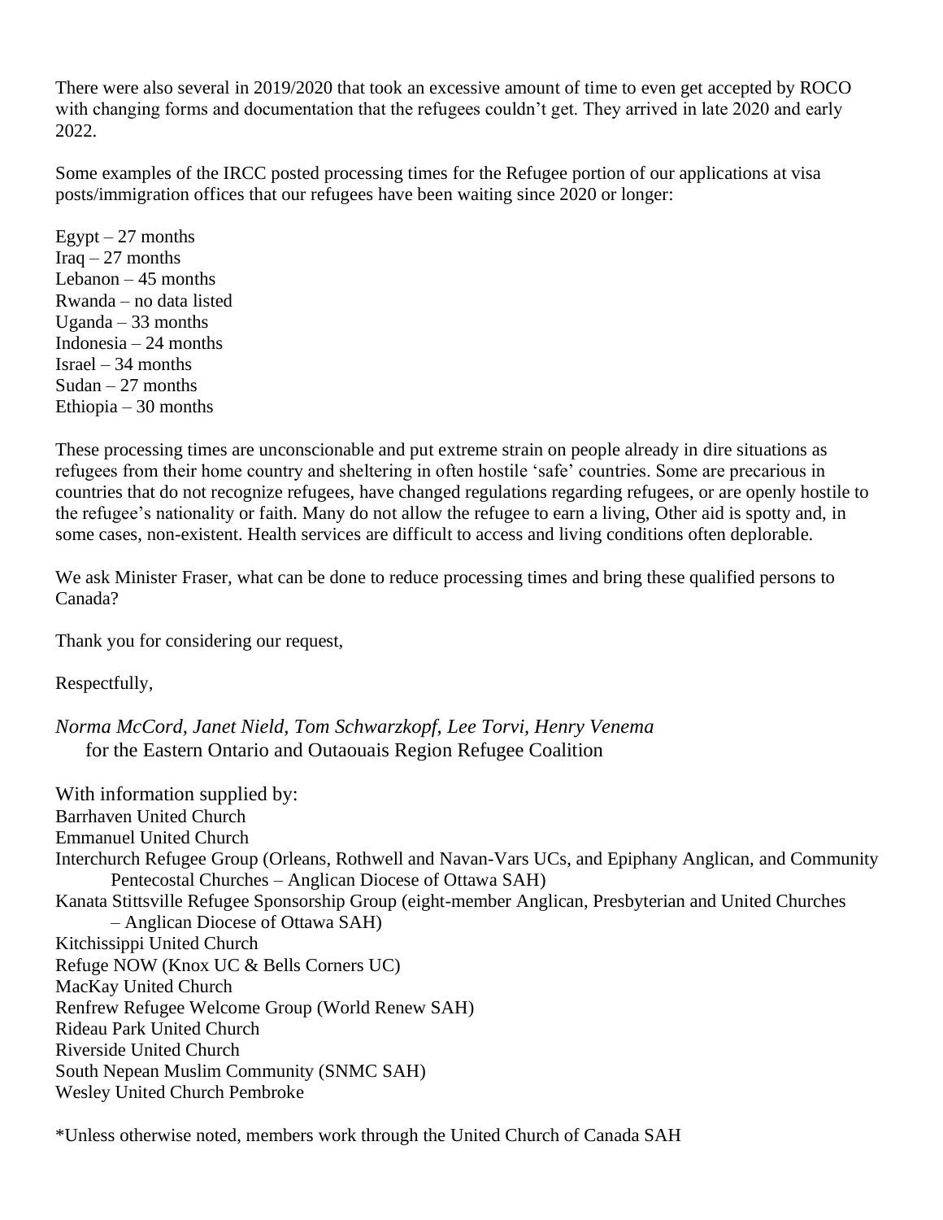There were also several in 2019/2020 that took an excessive amount of time to even get accepted by ROCO with changing forms and documentation that the refugees couldn't get. They arrived in late 2020 and early 2022.

Some examples of the IRCC posted processing times for the Refugee portion of our applications at visa posts/immigration offices that our refugees have been waiting since 2020 or longer:

Egypt – 27 months  
Iraq – 27 months  
Lebanon – 45 months  
Rwanda – no data listed  
Uganda – 33 months  
Indonesia – 24 months  
Israel – 34 months  
Sudan – 27 months  
Ethiopia – 30 months

These processing times are unconscionable and put extreme strain on people already in dire situations as refugees from their home country and sheltering in often hostile 'safe' countries. Some are precarious in countries that do not recognize refugees, have changed regulations regarding refugees, or are openly hostile to the refugee's nationality or faith. Many do not allow the refugee to earn a living, Other aid is spotty and, in some cases, non-existent. Health services are difficult to access and living conditions often deplorable.

We ask Minister Fraser, what can be done to reduce processing times and bring these qualified persons to Canada?

Thank you for considering our request,

Respectfully,

*Norma McCord, Janet Nield, Tom Schwarzkopf, Lee Torvi, Henry Venema*  
for the Eastern Ontario and Outaouais Region Refugee Coalition

With information supplied by:  
Barrhaven United Church  
Emmanuel United Church  
Interchurch Refugee Group (Orleans, Rothwell and Navan-Vars UCs, and Epiphany Anglican, and Community Pentecostal Churches – Anglican Diocese of Ottawa SAH)  
Kanata Stittsville Refugee Sponsorship Group (eight-member Anglican, Presbyterian and United Churches – Anglican Diocese of Ottawa SAH)  
Kitchissippi United Church  
Refuge NOW (Knox UC & Bells Corners UC)  
MacKay United Church  
Renfrew Refugee Welcome Group (World Renew SAH)  
Rideau Park United Church  
Riverside United Church  
South Nepean Muslim Community (SNMC SAH)  
Wesley United Church Pembroke

*Unless otherwise noted, members work through the United Church of Canada SAH